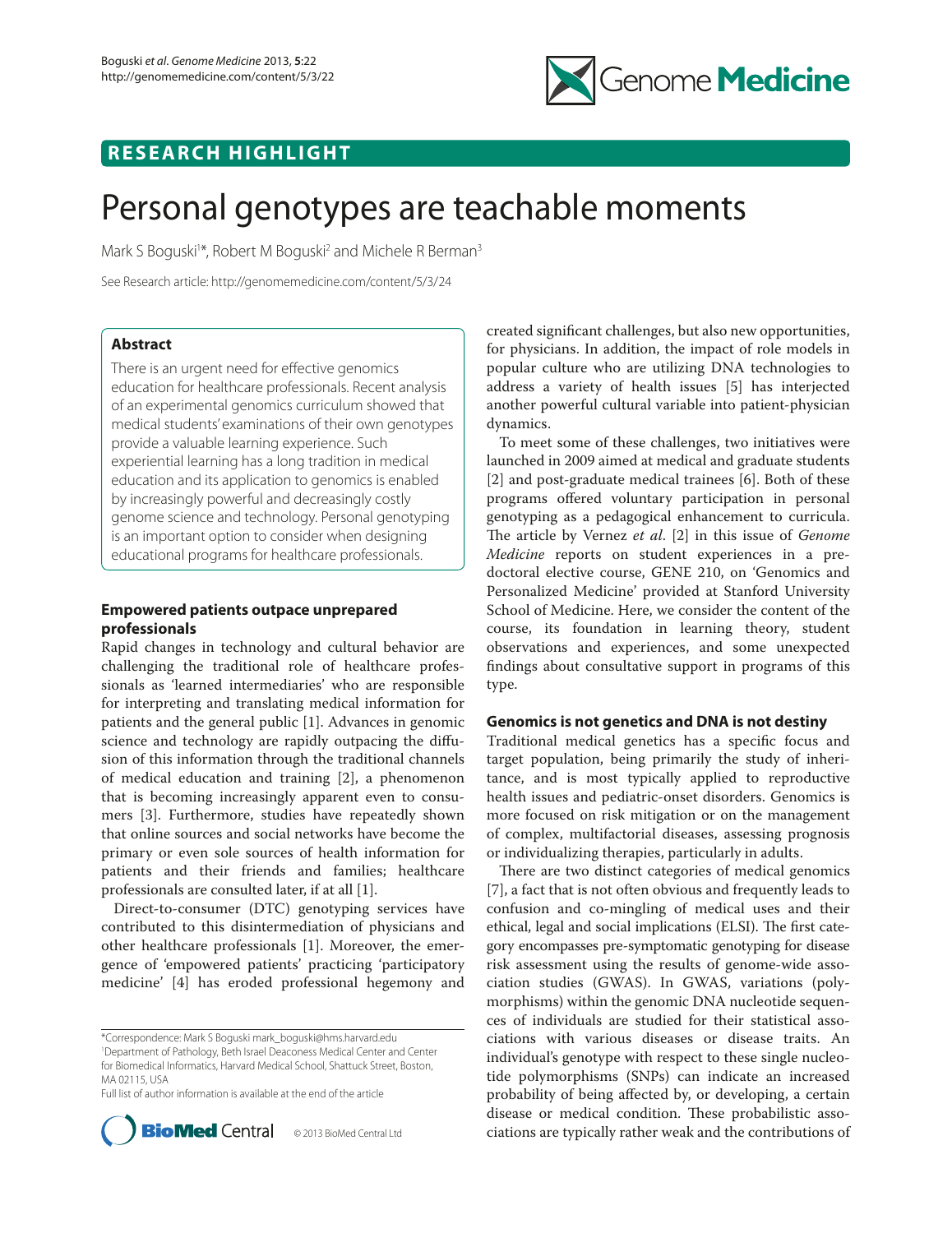RESEARCH HIGHLIGHT

# Personal genotypes are teachable moments

Mark S Boguski[1*], Robert M Boguski[2] and Michele R Berman[3]

See Research article: http://genomemedicine.com/content/5/3/24

## Abstract

There is an urgent need for effective genomics education for healthcare professionals. Recent analysis of an experimental genomics curriculum showed that medical students' examinations of their own genotypes provide a valuable learning experience. Such experiential learning has a long tradition in medical education and its application to genomics is enabled by increasingly powerful and decreasingly costly genome science and technology. Personal genotyping is an important option to consider when designing educational programs for healthcare professionals.

## Empowered patients outpace unprepared professionals

Rapid changes in technology and cultural behavior are challenging the traditional role of healthcare professionals as 'learned intermediaries' who are responsible for interpreting and translating medical information for patients and the general public [1]. Advances in genomic science and technology are rapidly outpacing the diffusion of this information through the traditional channels of medical education and training [2], a phenomenon that is becoming increasingly apparent even to consumers [3]. Furthermore, studies have repeatedly shown that online sources and social networks have become the primary or even sole sources of health information for patients and their friends and families; healthcare professionals are consulted later, if at all [1].

Direct-to-consumer (DTC) genotyping services have contributed to this disintermediation of physicians and other healthcare professionals [1]. Moreover, the emergence of 'empowered patients' practicing 'participatory medicine' [4] has eroded professional hegemony and created significant challenges, but also new opportunities, for physicians. In addition, the impact of role models in popular culture who are utilizing DNA technologies to address a variety of health issues [5] has interjected another powerful cultural variable into patient-physician dynamics.

To meet some of these challenges, two initiatives were launched in 2009 aimed at medical and graduate students [2] and post-graduate medical trainees [6]. Both of these programs offered voluntary participation in personal genotyping as a pedagogical enhancement to curricula. The article by Vernez *et al*. [2] in this issue of *Genome Medicine* reports on student experiences in a pre-doctoral elective course, GENE 210, on 'Genomics and Personalized Medicine' provided at Stanford University School of Medicine. Here, we consider the content of the course, its foundation in learning theory, student observations and experiences, and some unexpected findings about consultative support in programs of this type.

## Genomics is not genetics and DNA is not destiny

Traditional medical genetics has a specific focus and target population, being primarily the study of inheritance, and is most typically applied to reproductive health issues and pediatric-onset disorders. Genomics is more focused on risk mitigation or on the management of complex, multifactorial diseases, assessing prognosis or individualizing therapies, particularly in adults.

There are two distinct categories of medical genomics [7], a fact that is not often obvious and frequently leads to confusion and co-mingling of medical uses and their ethical, legal and social implications (ELSI). The first category encompasses pre-symptomatic genotyping for disease risk assessment using the results of genome-wide association studies (GWAS). In GWAS, variations (polymorphisms) within the genomic DNA nucleotide sequences of individuals are studied for their statistical associations with various diseases or disease traits. An individual's genotype with respect to these single nucleotide polymorphisms (SNPs) can indicate an increased probability of being affected by, or developing, a certain disease or medical condition. These probabilistic associations are typically rather weak and the contributions of

*Correspondence: Mark S Boguski mark_boguski@hms.harvard.edu
[1]Department of Pathology, Beth Israel Deaconess Medical Center and Center for Biomedical Informatics, Harvard Medical School, Shattuck Street, Boston, MA 02115, USA
Full list of author information is available at the end of the article

© 2013 BioMed Central Ltd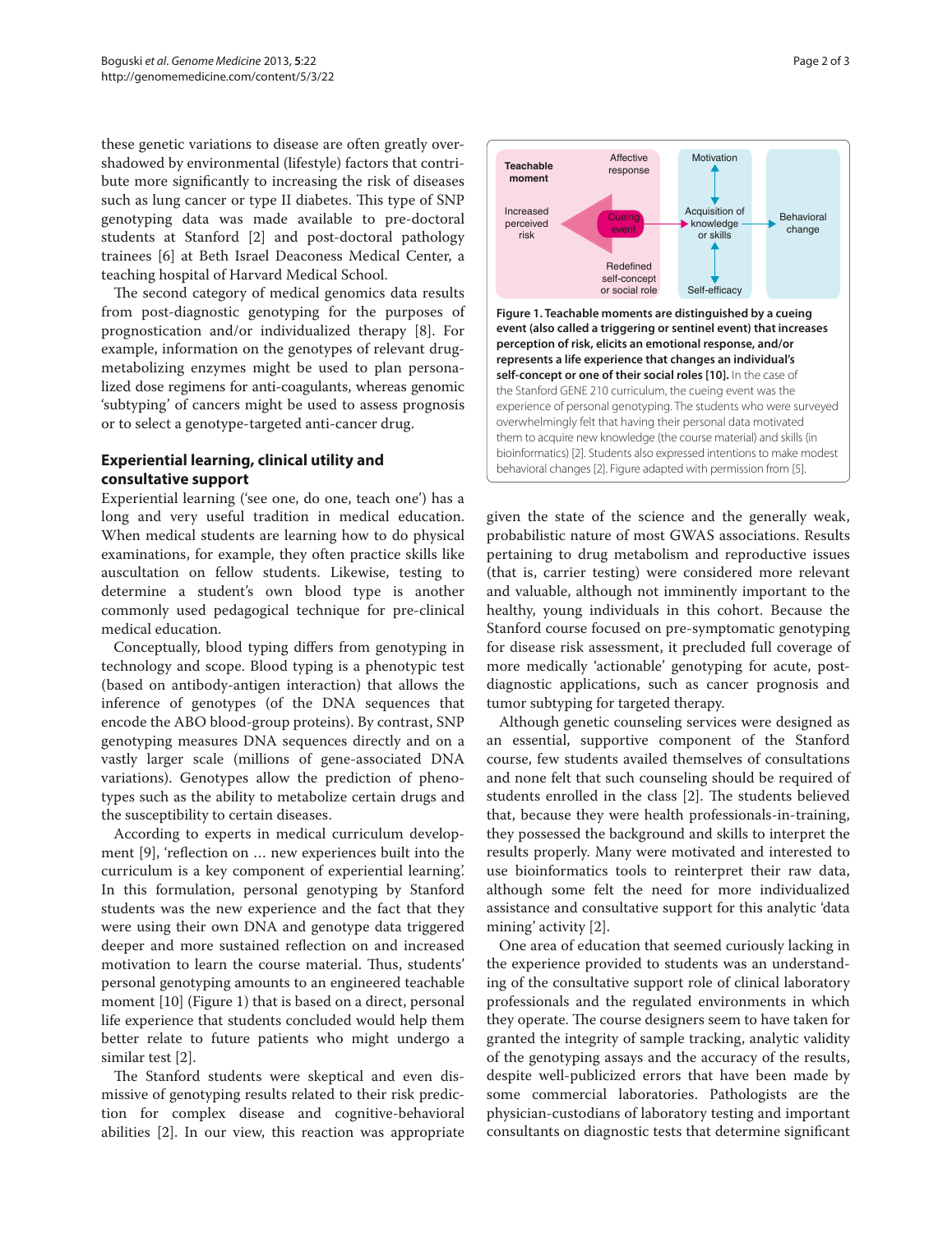these genetic variations to disease are often greatly overshadowed by environmental (lifestyle) factors that contribute more significantly to increasing the risk of diseases such as lung cancer or type II diabetes. This type of SNP genotyping data was made available to pre-doctoral students at Stanford [2] and post-doctoral pathology trainees [6] at Beth Israel Deaconess Medical Center, a teaching hospital of Harvard Medical School.

The second category of medical genomics data results from post-diagnostic genotyping for the purposes of prognostication and/or individualized therapy [8]. For example, information on the genotypes of relevant drug-metabolizing enzymes might be used to plan personalized dose regimens for anti-coagulants, whereas genomic 'subtyping' of cancers might be used to assess prognosis or to select a genotype-targeted anti-cancer drug.

## Experiential learning, clinical utility and consultative support

Experiential learning ('see one, do one, teach one') has a long and very useful tradition in medical education. When medical students are learning how to do physical examinations, for example, they often practice skills like auscultation on fellow students. Likewise, testing to determine a student's own blood type is another commonly used pedagogical technique for pre-clinical medical education.

Conceptually, blood typing differs from genotyping in technology and scope. Blood typing is a phenotypic test (based on antibody-antigen interaction) that allows the inference of genotypes (of the DNA sequences that encode the ABO blood-group proteins). By contrast, SNP genotyping measures DNA sequences directly and on a vastly larger scale (millions of gene-associated DNA variations). Genotypes allow the prediction of phenotypes such as the ability to metabolize certain drugs and the susceptibility to certain diseases.

According to experts in medical curriculum development [9], 'reflection on ... new experiences built into the curriculum is a key component of experiential learning'. In this formulation, personal genotyping by Stanford students was the new experience and the fact that they were using their own DNA and genotype data triggered deeper and more sustained reflection on and increased motivation to learn the course material. Thus, students' personal genotyping amounts to an engineered teachable moment [10] (Figure 1) that is based on a direct, personal life experience that students concluded would help them better relate to future patients who might undergo a similar test [2].

The Stanford students were skeptical and even dismissive of genotyping results related to their risk prediction for complex disease and cognitive-behavioral abilities [2]. In our view, this reaction was appropriate given the state of the science and the generally weak, probabilistic nature of most GWAS associations. Results pertaining to drug metabolism and reproductive issues (that is, carrier testing) were considered more relevant and valuable, although not imminently important to the healthy, young individuals in this cohort. Because the Stanford course focused on pre-symptomatic genotyping for disease risk assessment, it precluded full coverage of more medically 'actionable' genotyping for acute, post-diagnostic applications, such as cancer prognosis and tumor subtyping for targeted therapy.

**Figure 1. Teachable moments are distinguished by a cueing event (also called a triggering or sentinel event) that increases perception of risk, elicits an emotional response, and/or represents a life experience that changes an individual's self-concept or one of their social roles [10].** In the case of the Stanford GENE 210 curriculum, the cueing event was the experience of personal genotyping. The students who were surveyed overwhelmingly felt that having their personal data motivated them to acquire new knowledge (the course material) and skills (in bioinformatics) [2]. Students also expressed intentions to make modest behavioral changes [2]. Figure adapted with permission from [5].

Although genetic counseling services were designed as an essential, supportive component of the Stanford course, few students availed themselves of consultations and none felt that such counseling should be required of students enrolled in the class [2]. The students believed that, because they were health professionals-in-training, they possessed the background and skills to interpret the results properly. Many were motivated and interested to use bioinformatics tools to reinterpret their raw data, although some felt the need for more individualized assistance and consultative support for this analytic 'data mining' activity [2].

One area of education that seemed curiously lacking in the experience provided to students was an understanding of the consultative support role of clinical laboratory professionals and the regulated environments in which they operate. The course designers seem to have taken for granted the integrity of sample tracking, analytic validity of the genotyping assays and the accuracy of the results, despite well-publicized errors that have been made by some commercial laboratories. Pathologists are the physician-custodians of laboratory testing and important consultants on diagnostic tests that determine significant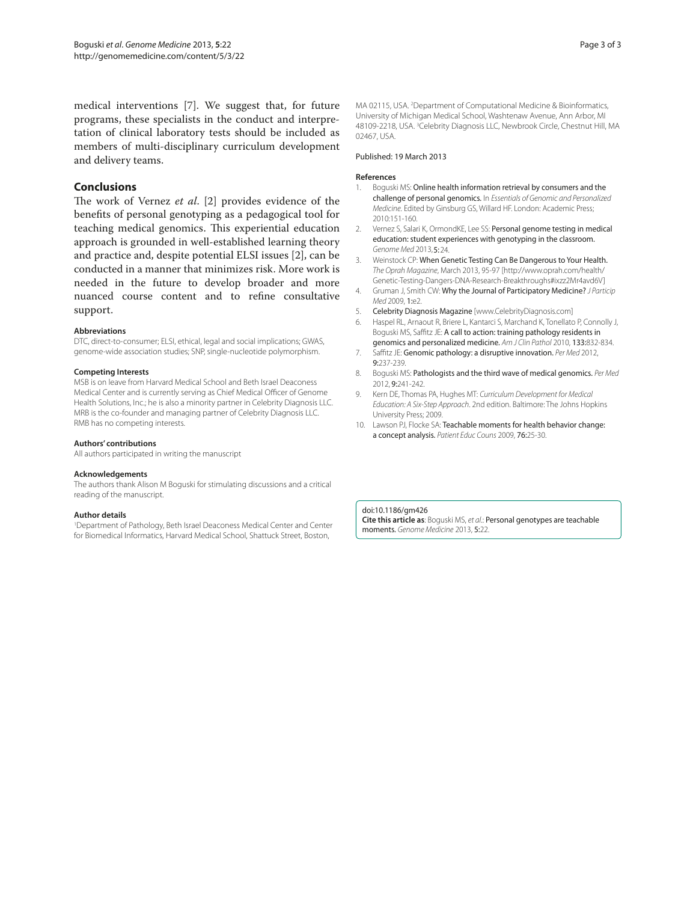medical interventions [7]. We suggest that, for future programs, these specialists in the conduct and interpretation of clinical laboratory tests should be included as members of multi-disciplinary curriculum development and delivery teams.

## Conclusions

The work of Vernez *et al*. [2] provides evidence of the benefits of personal genotyping as a pedagogical tool for teaching medical genomics. This experiential education approach is grounded in well-established learning theory and practice and, despite potential ELSI issues [2], can be conducted in a manner that minimizes risk. More work is needed in the future to develop broader and more nuanced course content and to refine consultative support.

#### Abbreviations

DTC, direct-to-consumer; ELSI, ethical, legal and social implications; GWAS, genome-wide association studies; SNP, single-nucleotide polymorphism.

#### Competing Interests

MSB is on leave from Harvard Medical School and Beth Israel Deaconess Medical Center and is currently serving as Chief Medical Officer of Genome Health Solutions, Inc.; he is also a minority partner in Celebrity Diagnosis LLC. MRB is the co-founder and managing partner of Celebrity Diagnosis LLC. RMB has no competing interests.

#### Authors' contributions

All authors participated in writing the manuscript

#### Acknowledgements

The authors thank Alison M Boguski for stimulating discussions and a critical reading of the manuscript.

#### Author details

[1]Department of Pathology, Beth Israel Deaconess Medical Center and Center for Biomedical Informatics, Harvard Medical School, Shattuck Street, Boston, MA 02115, USA. [2]Department of Computational Medicine & Bioinformatics, University of Michigan Medical School, Washtenaw Avenue, Ann Arbor, MI 48109-2218, USA. [3]Celebrity Diagnosis LLC, Newbrook Circle, Chestnut Hill, MA 02467, USA.

Published: 19 March 2013

#### References

1. Boguski MS: **Online health information retrieval by consumers and the challenge of personal genomics.** In *Essentials of Genomic and Personalized Medicine.* Edited by Ginsburg GS, Willard HF. London: Academic Press; 2010:151-160.
2. Vernez S, Salari K, OrmondKE, Lee SS: **Personal genome testing in medical education: student experiences with genotyping in the classroom.** *Genome Med* 2013, **5**:24.
3. Weinstock CP: **When Genetic Testing Can Be Dangerous to Your Health.** *The Oprah Magazine*, March 2013, 95-97 [http://www.oprah.com/health/Genetic-Testing-Dangers-DNA-Research-Breakthroughs#ixzz2Mr4avd6V]
4. Gruman J, Smith CW: **Why the Journal of Participatory Medicine?** *J Particip Med* 2009, **1**:e2.
5. **Celebrity Diagnosis Magazine** [www.CelebrityDiagnosis.com]
6. Haspel RL, Arnaout R, Briere L, Kantarci S, Marchand K, Tonellato P, Connolly J, Boguski MS, Saffitz JE: **A call to action: training pathology residents in genomics and personalized medicine.** *Am J Clin Pathol* 2010, **133**:832-834.
7. Saffitz JE: **Genomic pathology: a disruptive innovation.** *Per Med* 2012, **9**:237-239.
8. Boguski MS: **Pathologists and the third wave of medical genomics.** *Per Med* 2012, **9**:241-242.
9. Kern DE, Thomas PA, Hughes MT: *Curriculum Development for Medical Education: A Six-Step Approach*. 2nd edition. Baltimore: The Johns Hopkins University Press; 2009.
10. Lawson PJ, Flocke SA: **Teachable moments for health behavior change: a concept analysis.** *Patient Educ Couns* 2009, **76**:25-30.

doi:10.1186/gm426
**Cite this article as**: Boguski MS, *et al*.: Personal genotypes are teachable moments. *Genome Medicine* 2013, **5**:22.